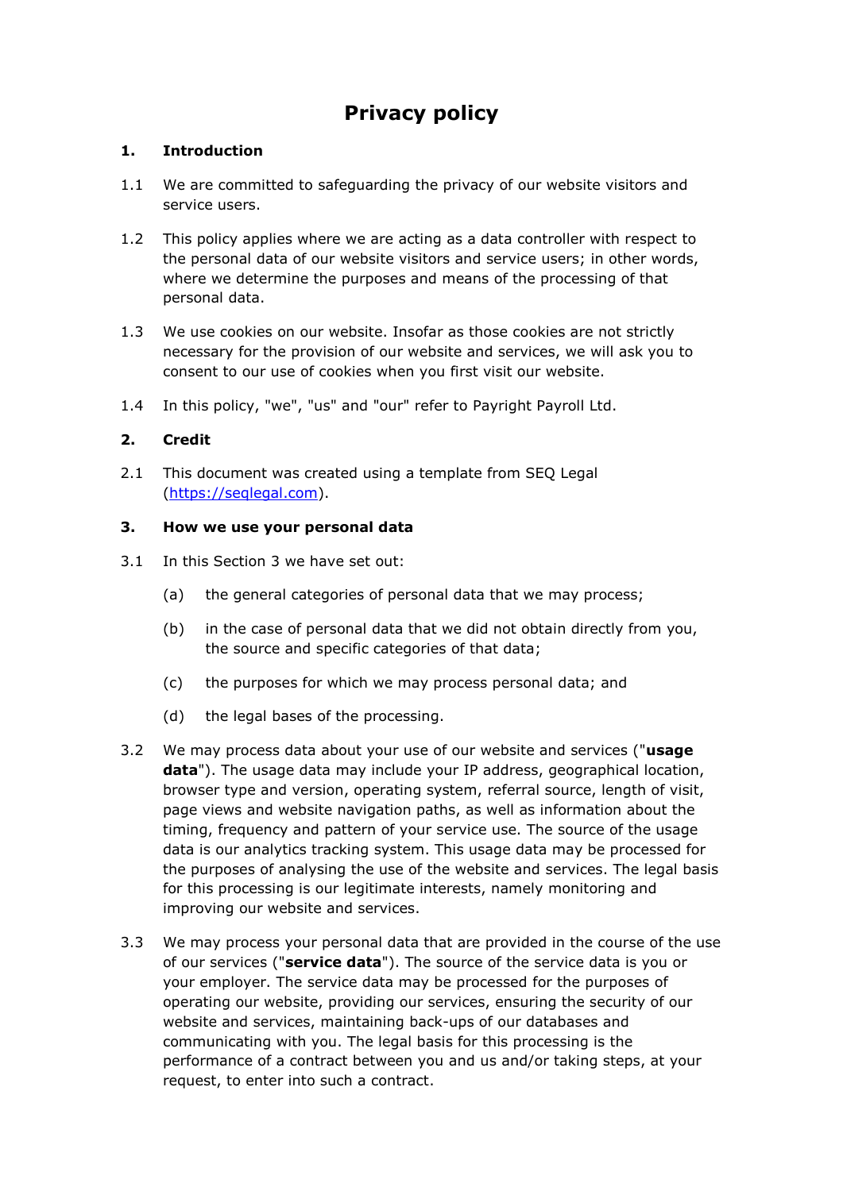# Privacy policy

## 1. Introduction

1.1 We are committed to safeguarding the privacy of our website visitors and service users.

1.2 This policy applies where we are acting as a data controller with respect to the personal data of our website visitors and service users; in other words, where we determine the purposes and means of the processing of that personal data.

1.3 We use cookies on our website. Insofar as those cookies are not strictly necessary for the provision of our website and services, we will ask you to consent to our use of cookies when you first visit our website.

1.4 In this policy, "we", "us" and "our" refer to Payright Payroll Ltd.

## 2. Credit

2.1 This document was created using a template from SEQ Legal ([https://seqlegal.com](https://seqlegal.com)).

## 3. How we use your personal data

3.1 In this Section 3 we have set out:

(a) the general categories of personal data that we may process;

(b) in the case of personal data that we did not obtain directly from you, the source and specific categories of that data;

(c) the purposes for which we may process personal data; and

(d) the legal bases of the processing.

3.2 We may process data about your use of our website and services ("**usage data**"). The usage data may include your IP address, geographical location, browser type and version, operating system, referral source, length of visit, page views and website navigation paths, as well as information about the timing, frequency and pattern of your service use. The source of the usage data is our analytics tracking system. This usage data may be processed for the purposes of analysing the use of the website and services. The legal basis for this processing is our legitimate interests, namely monitoring and improving our website and services.

3.3 We may process your personal data that are provided in the course of the use of our services ("**service data**"). The source of the service data is you or your employer. The service data may be processed for the purposes of operating our website, providing our services, ensuring the security of our website and services, maintaining back-ups of our databases and communicating with you. The legal basis for this processing is the performance of a contract between you and us and/or taking steps, at your request, to enter into such a contract.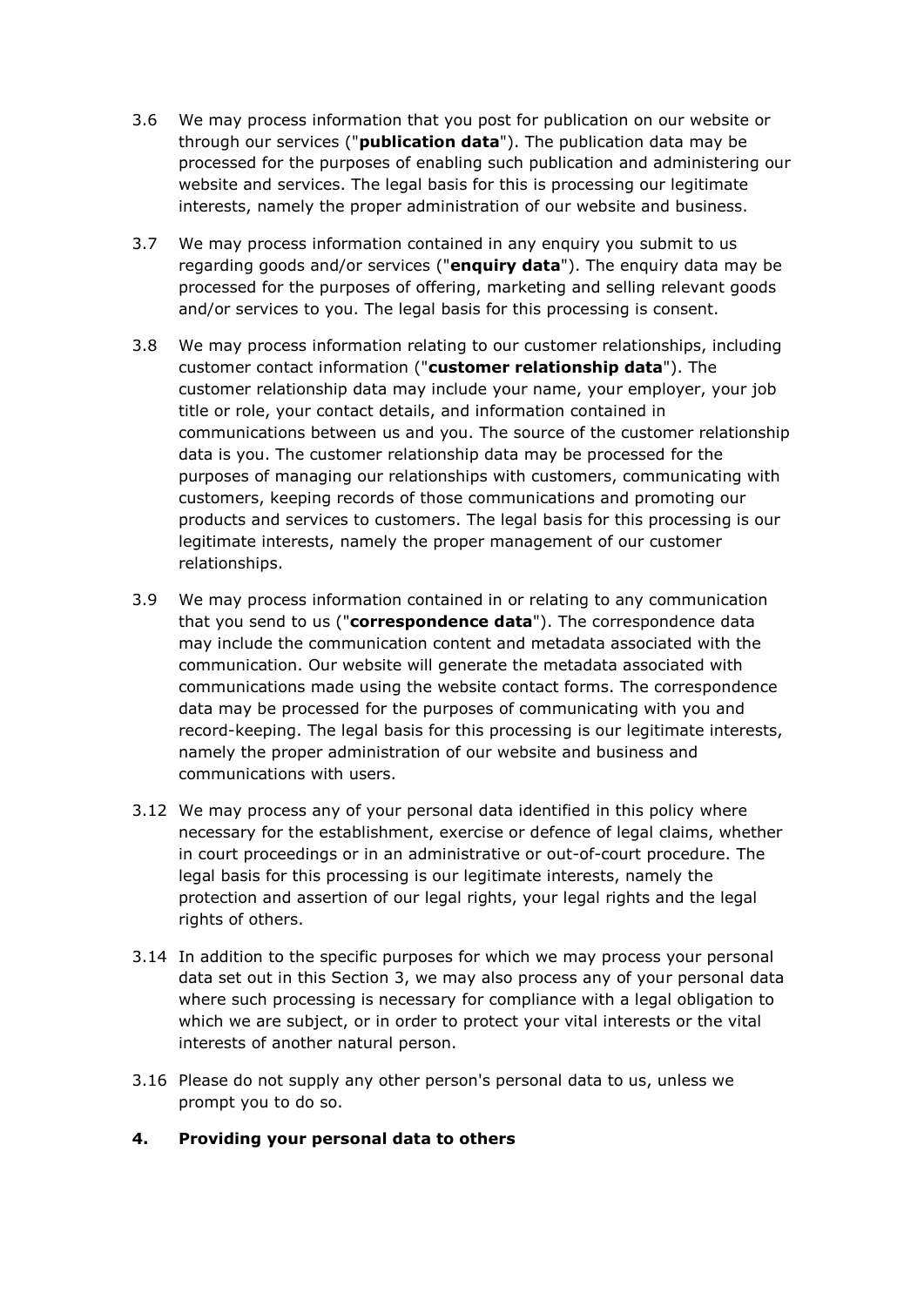3.6 We may process information that you post for publication on our website or through our services ("**publication data**"). The publication data may be processed for the purposes of enabling such publication and administering our website and services. The legal basis for this is processing our legitimate interests, namely the proper administration of our website and business.

3.7 We may process information contained in any enquiry you submit to us regarding goods and/or services ("**enquiry data**"). The enquiry data may be processed for the purposes of offering, marketing and selling relevant goods and/or services to you. The legal basis for this processing is consent.

3.8 We may process information relating to our customer relationships, including customer contact information ("**customer relationship data**"). The customer relationship data may include your name, your employer, your job title or role, your contact details, and information contained in communications between us and you. The source of the customer relationship data is you. The customer relationship data may be processed for the purposes of managing our relationships with customers, communicating with customers, keeping records of those communications and promoting our products and services to customers. The legal basis for this processing is our legitimate interests, namely the proper management of our customer relationships.

3.9 We may process information contained in or relating to any communication that you send to us ("**correspondence data**"). The correspondence data may include the communication content and metadata associated with the communication. Our website will generate the metadata associated with communications made using the website contact forms. The correspondence data may be processed for the purposes of communicating with you and record-keeping. The legal basis for this processing is our legitimate interests, namely the proper administration of our website and business and communications with users.

3.12 We may process any of your personal data identified in this policy where necessary for the establishment, exercise or defence of legal claims, whether in court proceedings or in an administrative or out-of-court procedure. The legal basis for this processing is our legitimate interests, namely the protection and assertion of our legal rights, your legal rights and the legal rights of others.

3.14 In addition to the specific purposes for which we may process your personal data set out in this Section 3, we may also process any of your personal data where such processing is necessary for compliance with a legal obligation to which we are subject, or in order to protect your vital interests or the vital interests of another natural person.

3.16 Please do not supply any other person's personal data to us, unless we prompt you to do so.

## 4. Providing your personal data to others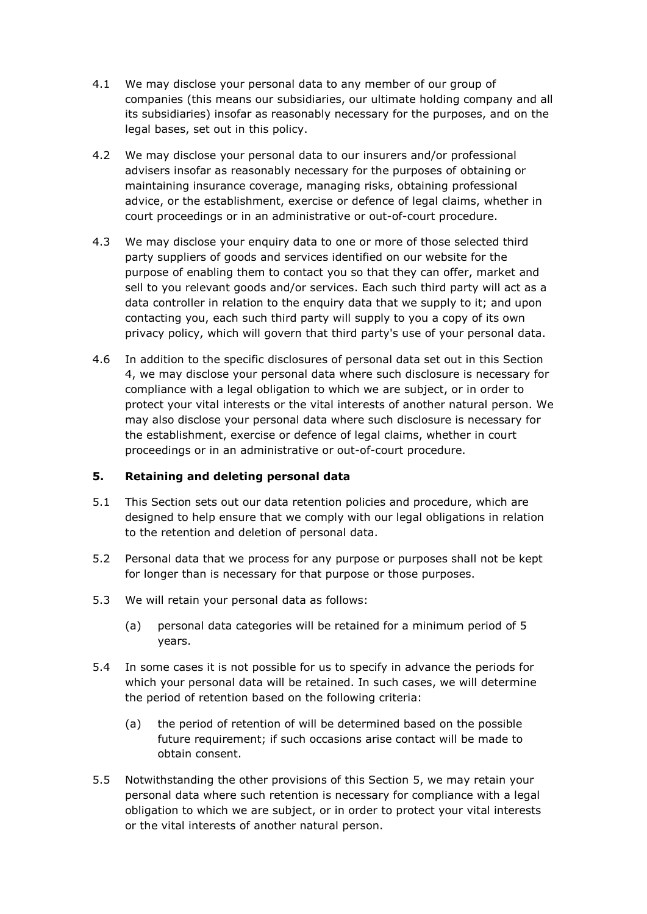4.1 We may disclose your personal data to any member of our group of companies (this means our subsidiaries, our ultimate holding company and all its subsidiaries) insofar as reasonably necessary for the purposes, and on the legal bases, set out in this policy.

4.2 We may disclose your personal data to our insurers and/or professional advisers insofar as reasonably necessary for the purposes of obtaining or maintaining insurance coverage, managing risks, obtaining professional advice, or the establishment, exercise or defence of legal claims, whether in court proceedings or in an administrative or out-of-court procedure.

4.3 We may disclose your enquiry data to one or more of those selected third party suppliers of goods and services identified on our website for the purpose of enabling them to contact you so that they can offer, market and sell to you relevant goods and/or services. Each such third party will act as a data controller in relation to the enquiry data that we supply to it; and upon contacting you, each such third party will supply to you a copy of its own privacy policy, which will govern that third party's use of your personal data.

4.6 In addition to the specific disclosures of personal data set out in this Section 4, we may disclose your personal data where such disclosure is necessary for compliance with a legal obligation to which we are subject, or in order to protect your vital interests or the vital interests of another natural person. We may also disclose your personal data where such disclosure is necessary for the establishment, exercise or defence of legal claims, whether in court proceedings or in an administrative or out-of-court procedure.

## 5. Retaining and deleting personal data

5.1 This Section sets out our data retention policies and procedure, which are designed to help ensure that we comply with our legal obligations in relation to the retention and deletion of personal data.

5.2 Personal data that we process for any purpose or purposes shall not be kept for longer than is necessary for that purpose or those purposes.

5.3 We will retain your personal data as follows:

(a) personal data categories will be retained for a minimum period of 5 years.

5.4 In some cases it is not possible for us to specify in advance the periods for which your personal data will be retained. In such cases, we will determine the period of retention based on the following criteria:

(a) the period of retention of will be determined based on the possible future requirement; if such occasions arise contact will be made to obtain consent.

5.5 Notwithstanding the other provisions of this Section 5, we may retain your personal data where such retention is necessary for compliance with a legal obligation to which we are subject, or in order to protect your vital interests or the vital interests of another natural person.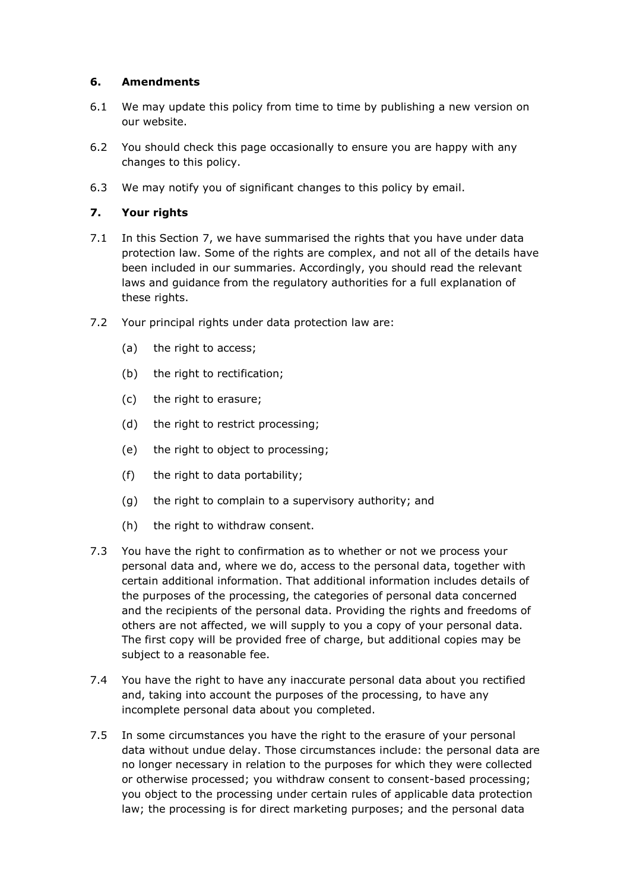## 6. Amendments

6.1 We may update this policy from time to time by publishing a new version on our website.

6.2 You should check this page occasionally to ensure you are happy with any changes to this policy.

6.3 We may notify you of significant changes to this policy by email.

## 7. Your rights

7.1 In this Section 7, we have summarised the rights that you have under data protection law. Some of the rights are complex, and not all of the details have been included in our summaries. Accordingly, you should read the relevant laws and guidance from the regulatory authorities for a full explanation of these rights.

7.2 Your principal rights under data protection law are:

- (a) the right to access;
- (b) the right to rectification;
- (c) the right to erasure;
- (d) the right to restrict processing;
- (e) the right to object to processing;
- (f) the right to data portability;
- (g) the right to complain to a supervisory authority; and
- (h) the right to withdraw consent.

7.3 You have the right to confirmation as to whether or not we process your personal data and, where we do, access to the personal data, together with certain additional information. That additional information includes details of the purposes of the processing, the categories of personal data concerned and the recipients of the personal data. Providing the rights and freedoms of others are not affected, we will supply to you a copy of your personal data. The first copy will be provided free of charge, but additional copies may be subject to a reasonable fee.

7.4 You have the right to have any inaccurate personal data about you rectified and, taking into account the purposes of the processing, to have any incomplete personal data about you completed.

7.5 In some circumstances you have the right to the erasure of your personal data without undue delay. Those circumstances include: the personal data are no longer necessary in relation to the purposes for which they were collected or otherwise processed; you withdraw consent to consent-based processing; you object to the processing under certain rules of applicable data protection law; the processing is for direct marketing purposes; and the personal data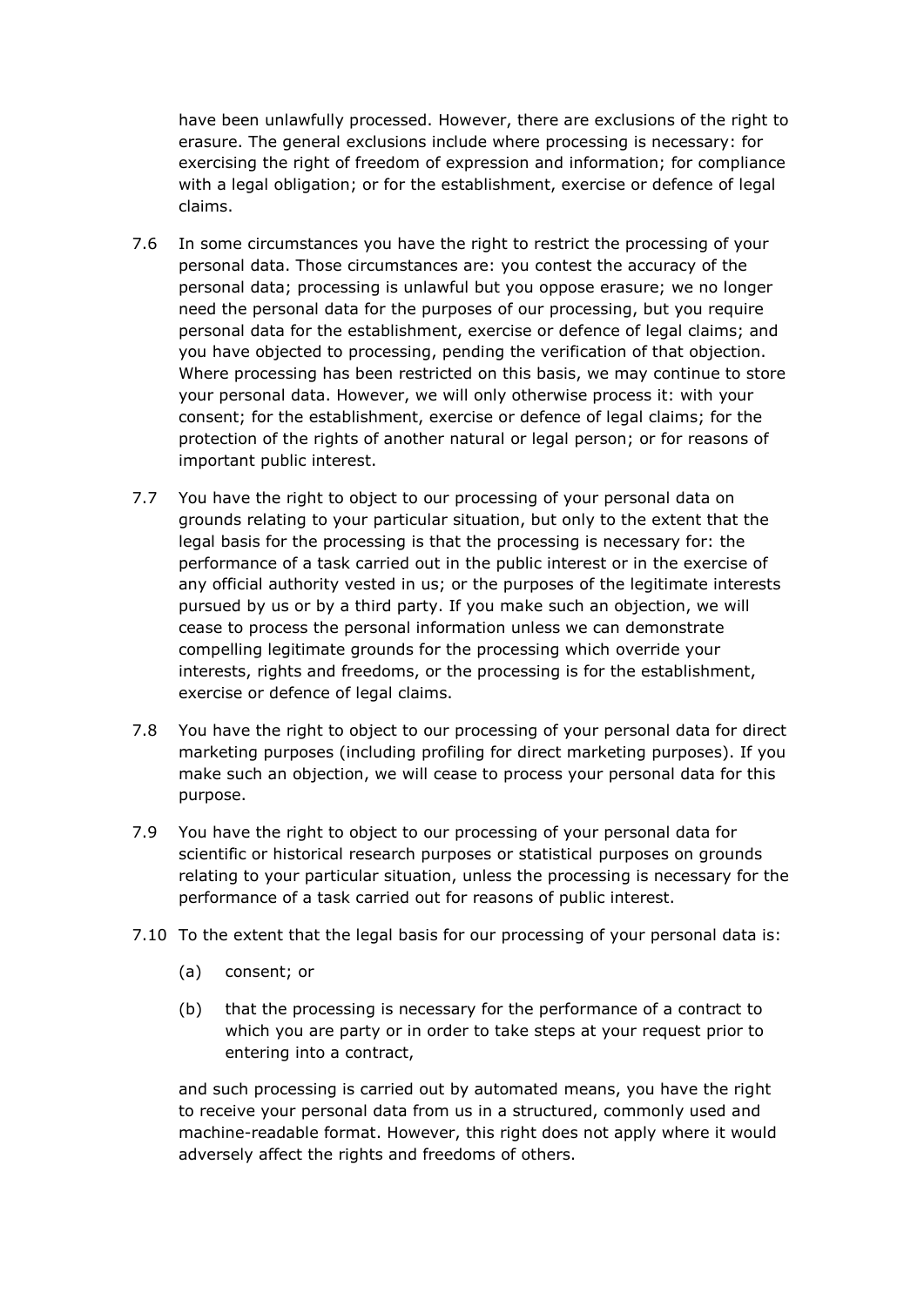have been unlawfully processed. However, there are exclusions of the right to erasure. The general exclusions include where processing is necessary: for exercising the right of freedom of expression and information; for compliance with a legal obligation; or for the establishment, exercise or defence of legal claims.

7.6 In some circumstances you have the right to restrict the processing of your personal data. Those circumstances are: you contest the accuracy of the personal data; processing is unlawful but you oppose erasure; we no longer need the personal data for the purposes of our processing, but you require personal data for the establishment, exercise or defence of legal claims; and you have objected to processing, pending the verification of that objection. Where processing has been restricted on this basis, we may continue to store your personal data. However, we will only otherwise process it: with your consent; for the establishment, exercise or defence of legal claims; for the protection of the rights of another natural or legal person; or for reasons of important public interest.

7.7 You have the right to object to our processing of your personal data on grounds relating to your particular situation, but only to the extent that the legal basis for the processing is that the processing is necessary for: the performance of a task carried out in the public interest or in the exercise of any official authority vested in us; or the purposes of the legitimate interests pursued by us or by a third party. If you make such an objection, we will cease to process the personal information unless we can demonstrate compelling legitimate grounds for the processing which override your interests, rights and freedoms, or the processing is for the establishment, exercise or defence of legal claims.

7.8 You have the right to object to our processing of your personal data for direct marketing purposes (including profiling for direct marketing purposes). If you make such an objection, we will cease to process your personal data for this purpose.

7.9 You have the right to object to our processing of your personal data for scientific or historical research purposes or statistical purposes on grounds relating to your particular situation, unless the processing is necessary for the performance of a task carried out for reasons of public interest.

7.10 To the extent that the legal basis for our processing of your personal data is:

(a) consent; or

(b) that the processing is necessary for the performance of a contract to which you are party or in order to take steps at your request prior to entering into a contract,

and such processing is carried out by automated means, you have the right to receive your personal data from us in a structured, commonly used and machine-readable format. However, this right does not apply where it would adversely affect the rights and freedoms of others.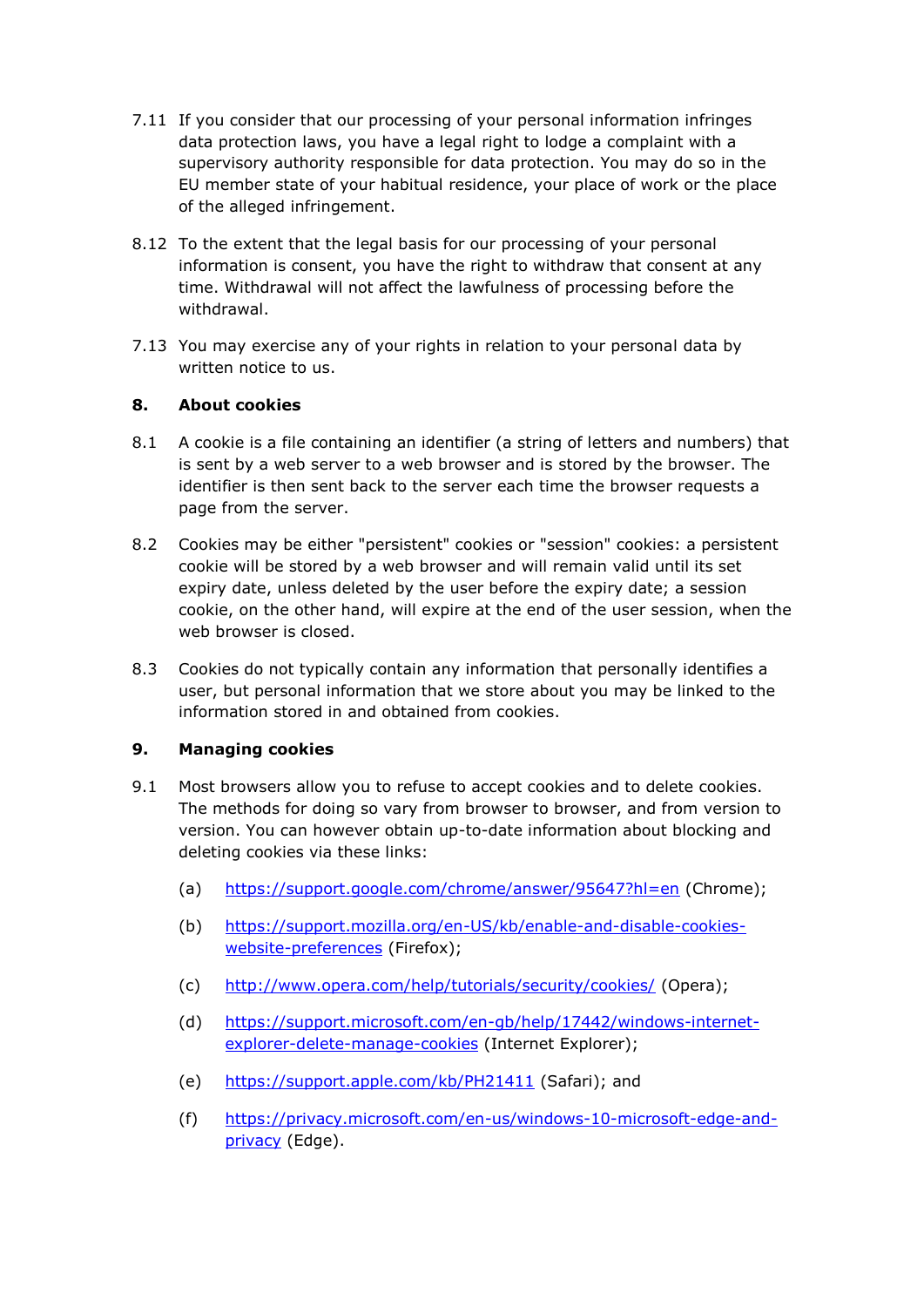7.11 If you consider that our processing of your personal information infringes data protection laws, you have a legal right to lodge a complaint with a supervisory authority responsible for data protection. You may do so in the EU member state of your habitual residence, your place of work or the place of the alleged infringement.

8.12 To the extent that the legal basis for our processing of your personal information is consent, you have the right to withdraw that consent at any time. Withdrawal will not affect the lawfulness of processing before the withdrawal.

7.13 You may exercise any of your rights in relation to your personal data by written notice to us.

## 8. About cookies

8.1 A cookie is a file containing an identifier (a string of letters and numbers) that is sent by a web server to a web browser and is stored by the browser. The identifier is then sent back to the server each time the browser requests a page from the server.

8.2 Cookies may be either "persistent" cookies or "session" cookies: a persistent cookie will be stored by a web browser and will remain valid until its set expiry date, unless deleted by the user before the expiry date; a session cookie, on the other hand, will expire at the end of the user session, when the web browser is closed.

8.3 Cookies do not typically contain any information that personally identifies a user, but personal information that we store about you may be linked to the information stored in and obtained from cookies.

## 9. Managing cookies

9.1 Most browsers allow you to refuse to accept cookies and to delete cookies. The methods for doing so vary from browser to browser, and from version to version. You can however obtain up-to-date information about blocking and deleting cookies via these links:

(a) https://support.google.com/chrome/answer/95647?hl=en (Chrome);

(b) https://support.mozilla.org/en-US/kb/enable-and-disable-cookies-website-preferences (Firefox);

(c) http://www.opera.com/help/tutorials/security/cookies/ (Opera);

(d) https://support.microsoft.com/en-gb/help/17442/windows-internet-explorer-delete-manage-cookies (Internet Explorer);

(e) https://support.apple.com/kb/PH21411 (Safari); and

(f) https://privacy.microsoft.com/en-us/windows-10-microsoft-edge-and-privacy (Edge).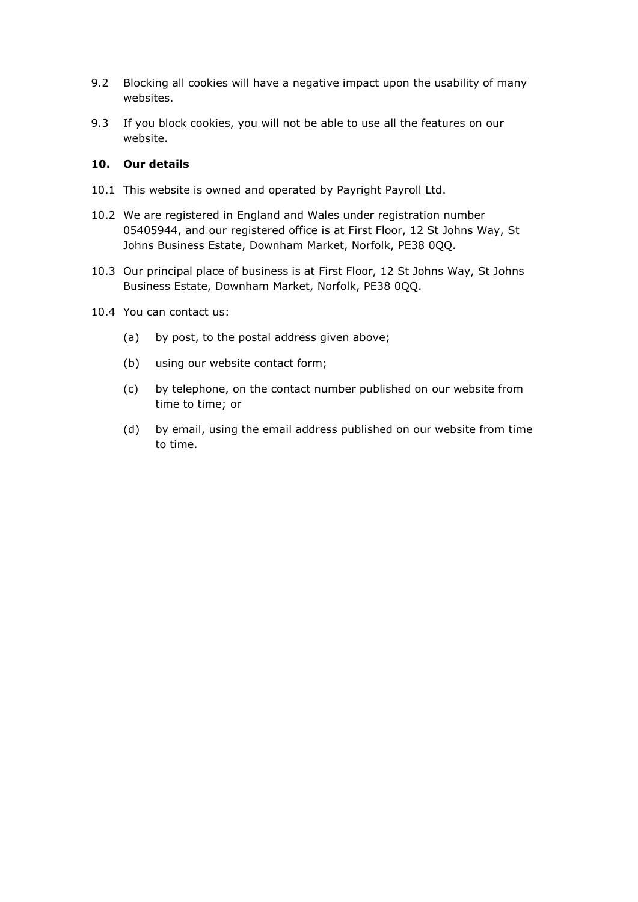9.2 Blocking all cookies will have a negative impact upon the usability of many websites.

9.3 If you block cookies, you will not be able to use all the features on our website.

## 10. Our details

10.1 This website is owned and operated by Payright Payroll Ltd.

10.2 We are registered in England and Wales under registration number 05405944, and our registered office is at First Floor, 12 St Johns Way, St Johns Business Estate, Downham Market, Norfolk, PE38 0QQ.

10.3 Our principal place of business is at First Floor, 12 St Johns Way, St Johns Business Estate, Downham Market, Norfolk, PE38 0QQ.

10.4 You can contact us:

(a) by post, to the postal address given above;

(b) using our website contact form;

(c) by telephone, on the contact number published on our website from time to time; or

(d) by email, using the email address published on our website from time to time.